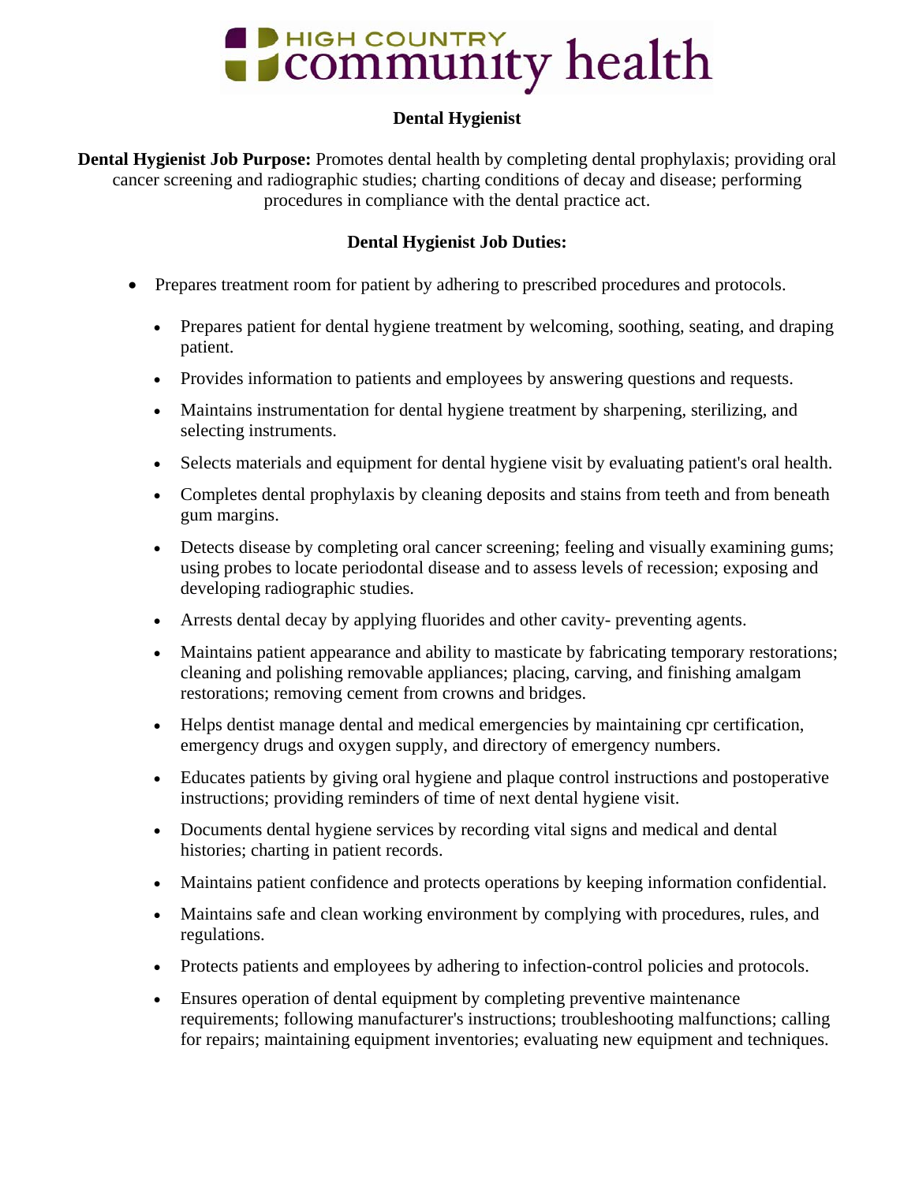# HIGH COUNTRY community health

## Dental Hygienist

**Dental Hygienist Job Purpose:** Promotes dental health by completing dental prophylaxis; providing oral cancer screening and radiographic studies; charting conditions of decay and disease; performing procedures in compliance with the dental practice act.

### Dental Hygienist Job Duties:

- Prepares treatment room for patient by adhering to prescribed procedures and protocols.
  - Prepares patient for dental hygiene treatment by welcoming, soothing, seating, and draping patient.
  - Provides information to patients and employees by answering questions and requests.
  - Maintains instrumentation for dental hygiene treatment by sharpening, sterilizing, and selecting instruments.
  - Selects materials and equipment for dental hygiene visit by evaluating patient's oral health.
  - Completes dental prophylaxis by cleaning deposits and stains from teeth and from beneath gum margins.
  - Detects disease by completing oral cancer screening; feeling and visually examining gums; using probes to locate periodontal disease and to assess levels of recession; exposing and developing radiographic studies.
  - Arrests dental decay by applying fluorides and other cavity- preventing agents.
  - Maintains patient appearance and ability to masticate by fabricating temporary restorations; cleaning and polishing removable appliances; placing, carving, and finishing amalgam restorations; removing cement from crowns and bridges.
  - Helps dentist manage dental and medical emergencies by maintaining cpr certification, emergency drugs and oxygen supply, and directory of emergency numbers.
  - Educates patients by giving oral hygiene and plaque control instructions and postoperative instructions; providing reminders of time of next dental hygiene visit.
  - Documents dental hygiene services by recording vital signs and medical and dental histories; charting in patient records.
  - Maintains patient confidence and protects operations by keeping information confidential.
  - Maintains safe and clean working environment by complying with procedures, rules, and regulations.
  - Protects patients and employees by adhering to infection-control policies and protocols.
  - Ensures operation of dental equipment by completing preventive maintenance requirements; following manufacturer's instructions; troubleshooting malfunctions; calling for repairs; maintaining equipment inventories; evaluating new equipment and techniques.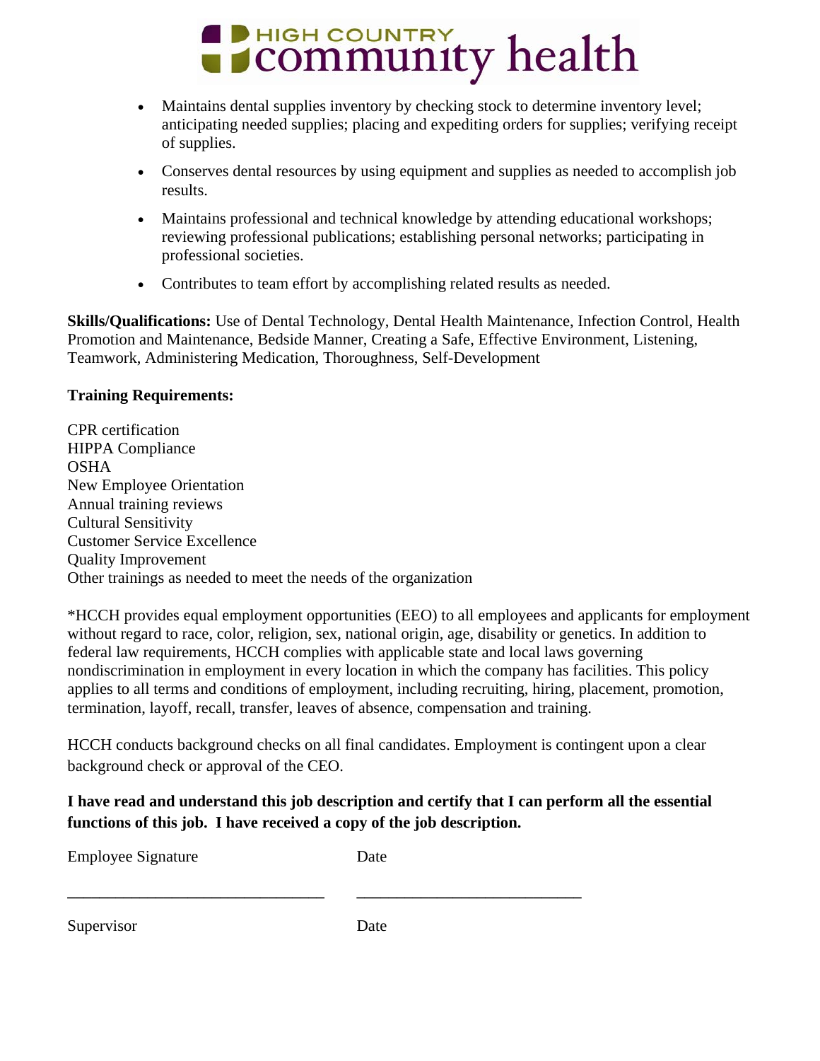- Maintains dental supplies inventory by checking stock to determine inventory level; anticipating needed supplies; placing and expediting orders for supplies; verifying receipt of supplies.
- Conserves dental resources by using equipment and supplies as needed to accomplish job results.
- Maintains professional and technical knowledge by attending educational workshops; reviewing professional publications; establishing personal networks; participating in professional societies.
- Contributes to team effort by accomplishing related results as needed.

**Skills/Qualifications:** Use of Dental Technology, Dental Health Maintenance, Infection Control, Health Promotion and Maintenance, Bedside Manner, Creating a Safe, Effective Environment, Listening, Teamwork, Administering Medication, Thoroughness, Self-Development

**Training Requirements:**

CPR certification
HIPPA Compliance
OSHA
New Employee Orientation
Annual training reviews
Cultural Sensitivity
Customer Service Excellence
Quality Improvement
Other trainings as needed to meet the needs of the organization

*HCCH provides equal employment opportunities (EEO) to all employees and applicants for employment without regard to race, color, religion, sex, national origin, age, disability or genetics. In addition to federal law requirements, HCCH complies with applicable state and local laws governing nondiscrimination in employment in every location in which the company has facilities. This policy applies to all terms and conditions of employment, including recruiting, hiring, placement, promotion, termination, layoff, recall, transfer, leaves of absence, compensation and training.

HCCH conducts background checks on all final candidates. Employment is contingent upon a clear background check or approval of the CEO.

**I have read and understand this job description and certify that I can perform all the essential functions of this job. I have received a copy of the job description.**

Employee Signature &nbsp;&nbsp;&nbsp;&nbsp;&nbsp;&nbsp;&nbsp;&nbsp;&nbsp;&nbsp;&nbsp;&nbsp; Date

_______________________________ &nbsp;&nbsp; ___________________________

Supervisor &nbsp;&nbsp;&nbsp;&nbsp;&nbsp;&nbsp;&nbsp;&nbsp;&nbsp;&nbsp;&nbsp;&nbsp;&nbsp;&nbsp;&nbsp;&nbsp;&nbsp;&nbsp;&nbsp;&nbsp;&nbsp;&nbsp;&nbsp;&nbsp; Date